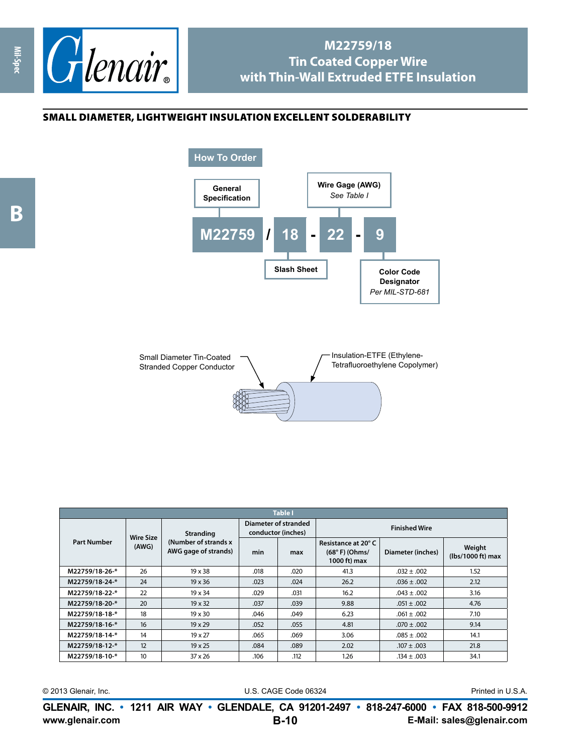# M22759/18
# Tin Coated Copper Wire with Thin-Wall Extruded ETFE Insulation

## SMALL DIAMETER, LIGHTWEIGHT INSULATION EXCELLENT SOLDERABILITY

### How To Order

M22759 / 18 - 22 - 9

- **General Specification**: M22759
- **Slash Sheet**: 18
- **Wire Gage (AWG)**: 22 — *See Table I*
- **Color Code Designator**: 9 — *Per MIL-STD-681*

Small Diameter Tin-Coated Stranded Copper Conductor

Insulation-ETFE (Ethylene-Tetrafluoroethylene Copolymer)

| Table I | | | | | | | |
|---|---|---|---|---|---|---|---|
| Part Number | Wire Size (AWG) | Stranding (Number of strands x AWG gage of strands) | Diameter of stranded conductor (inches) | | Finished Wire | | |
| | | | min | max | Resistance at 20° C (68° F) (Ohms/ 1000 ft) max | Diameter (inches) | Weight (lbs/1000 ft) max |
| M22759/18-26-* | 26 | 19 x 38 | .018 | .020 | 41.3 | .032 ± .002 | 1.52 |
| M22759/18-24-* | 24 | 19 x 36 | .023 | .024 | 26.2 | .036 ± .002 | 2.12 |
| M22759/18-22-* | 22 | 19 x 34 | .029 | .031 | 16.2 | .043 ± .002 | 3.16 |
| M22759/18-20-* | 20 | 19 x 32 | .037 | .039 | 9.88 | .051 ± .002 | 4.76 |
| M22759/18-18-* | 18 | 19 x 30 | .046 | .049 | 6.23 | .061 ± .002 | 7.10 |
| M22759/18-16-* | 16 | 19 x 29 | .052 | .055 | 4.81 | .070 ± .002 | 9.14 |
| M22759/18-14-* | 14 | 19 x 27 | .065 | .069 | 3.06 | .085 ± .002 | 14.1 |
| M22759/18-12-* | 12 | 19 x 25 | .084 | .089 | 2.02 | .107 ± .003 | 21.8 |
| M22759/18-10-* | 10 | 37 x 26 | .106 | .112 | 1.26 | .134 ± .003 | 34.1 |

© 2013 Glenair, Inc. U.S. CAGE Code 06324 Printed in U.S.A.

**GLENAIR, INC. • 1211 AIR WAY • GLENDALE, CA 91201-2497 • 818-247-6000 • FAX 818-500-9912**
**www.glenair.com** **E-Mail: sales@glenair.com**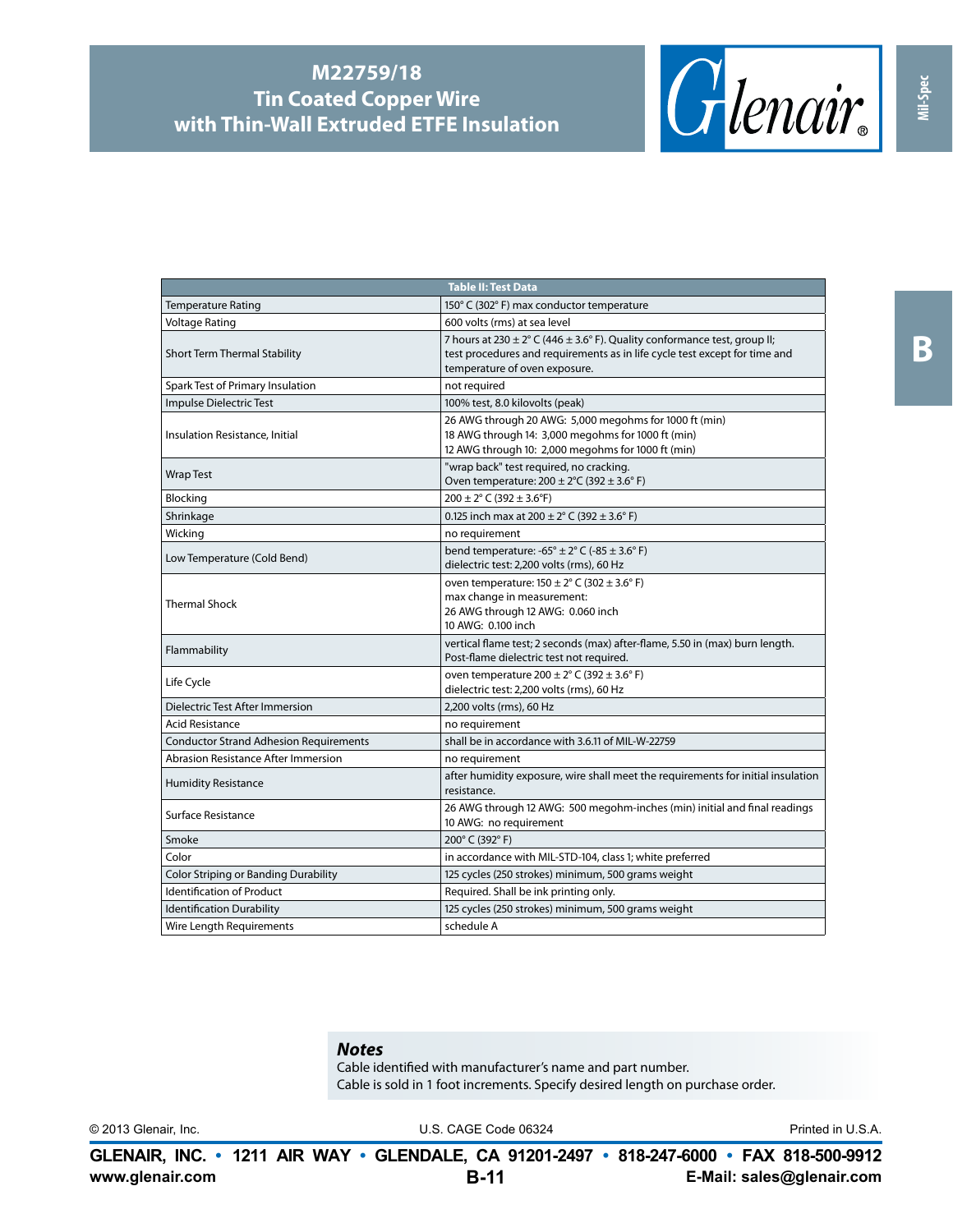# M22759/18
# Tin Coated Copper Wire with Thin-Wall Extruded ETFE Insulation

| Table II: Test Data | |
|---|---|
| Temperature Rating | 150° C (302° F) max conductor temperature |
| Voltage Rating | 600 volts (rms) at sea level |
| Short Term Thermal Stability | 7 hours at 230 ± 2° C (446 ± 3.6° F). Quality conformance test, group II; test procedures and requirements as in life cycle test except for time and temperature of oven exposure. |
| Spark Test of Primary Insulation | not required |
| Impulse Dielectric Test | 100% test, 8.0 kilovolts (peak) |
| Insulation Resistance, Initial | 26 AWG through 20 AWG: 5,000 megohms for 1000 ft (min)<br>18 AWG through 14: 3,000 megohms for 1000 ft (min)<br>12 AWG through 10: 2,000 megohms for 1000 ft (min) |
| Wrap Test | "wrap back" test required, no cracking.<br>Oven temperature: 200 ± 2°C (392 ± 3.6° F) |
| Blocking | 200 ± 2° C (392 ± 3.6°F) |
| Shrinkage | 0.125 inch max at 200 ± 2° C (392 ± 3.6° F) |
| Wicking | no requirement |
| Low Temperature (Cold Bend) | bend temperature: -65° ± 2° C (-85 ± 3.6° F)<br>dielectric test: 2,200 volts (rms), 60 Hz |
| Thermal Shock | oven temperature: 150 ± 2° C (302 ± 3.6° F)<br>max change in measurement:<br>26 AWG through 12 AWG: 0.060 inch<br>10 AWG: 0.100 inch |
| Flammability | vertical flame test; 2 seconds (max) after-flame, 5.50 in (max) burn length. Post-flame dielectric test not required. |
| Life Cycle | oven temperature 200 ± 2° C (392 ± 3.6° F)<br>dielectric test: 2,200 volts (rms), 60 Hz |
| Dielectric Test After Immersion | 2,200 volts (rms), 60 Hz |
| Acid Resistance | no requirement |
| Conductor Strand Adhesion Requirements | shall be in accordance with 3.6.11 of MIL-W-22759 |
| Abrasion Resistance After Immersion | no requirement |
| Humidity Resistance | after humidity exposure, wire shall meet the requirements for initial insulation resistance. |
| Surface Resistance | 26 AWG through 12 AWG: 500 megohm-inches (min) initial and final readings<br>10 AWG: no requirement |
| Smoke | 200° C (392° F) |
| Color | in accordance with MIL-STD-104, class 1; white preferred |
| Color Striping or Banding Durability | 125 cycles (250 strokes) minimum, 500 grams weight |
| Identification of Product | Required. Shall be ink printing only. |
| Identification Durability | 125 cycles (250 strokes) minimum, 500 grams weight |
| Wire Length Requirements | schedule A |

***Notes***

Cable identified with manufacturer's name and part number.
Cable is sold in 1 foot increments. Specify desired length on purchase order.